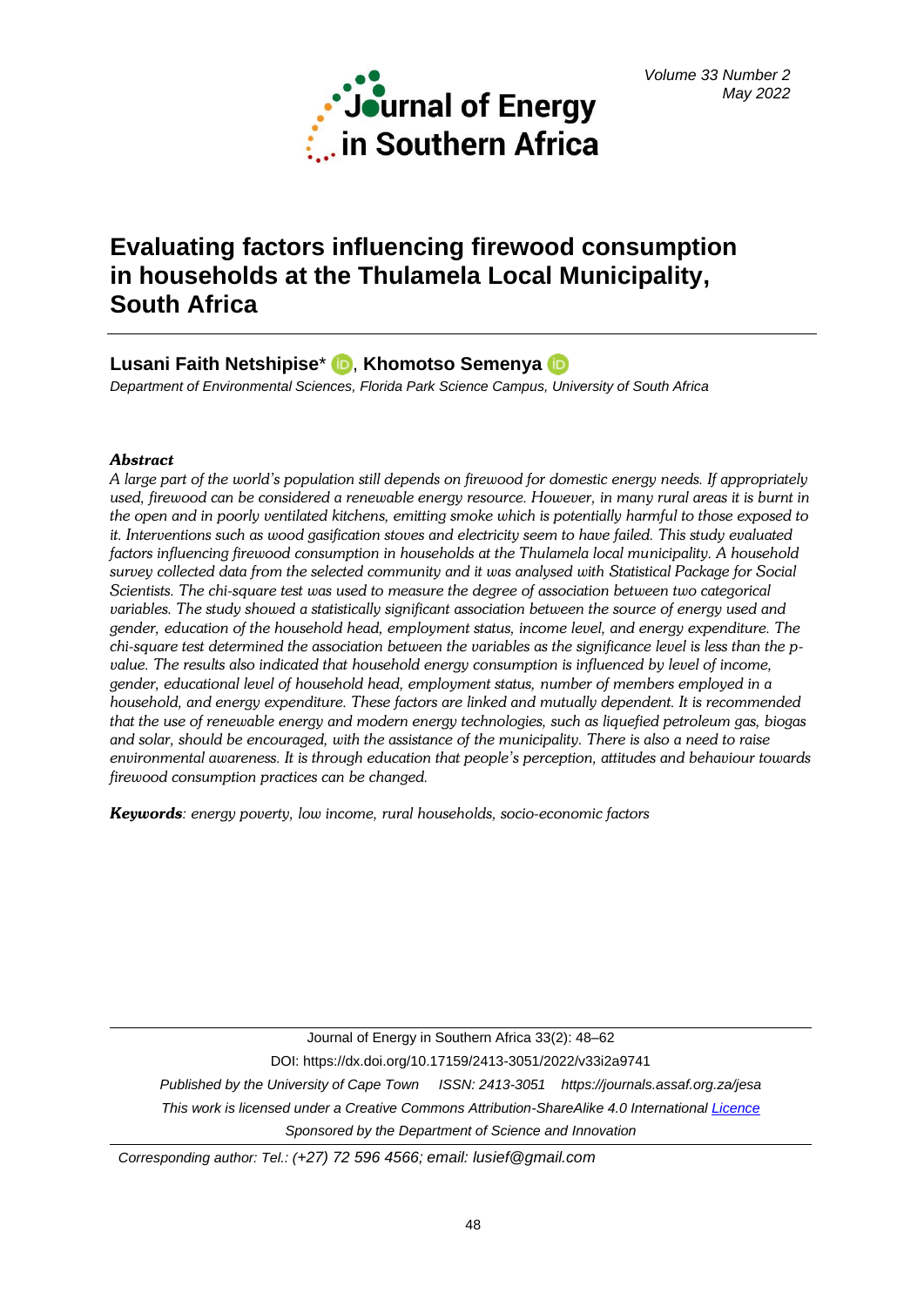# Evaluating factors influencing firewood consumption in households at the Thulamela Local Municipality, South Africa

**Lusani Faith Netshipise***, **Khomotso Semenya**

*Department of Environmental Sciences, Florida Park Science Campus, University of South Africa*

### *Abstract*

*A large part of the world's population still depends on firewood for domestic energy needs. If appropriately used, firewood can be considered a renewable energy resource. However, in many rural areas it is burnt in the open and in poorly ventilated kitchens, emitting smoke which is potentially harmful to those exposed to it. Interventions such as wood gasification stoves and electricity seem to have failed. This study evaluated factors influencing firewood consumption in households at the Thulamela local municipality. A household survey collected data from the selected community and it was analysed with Statistical Package for Social Scientists. The chi-square test was used to measure the degree of association between two categorical variables. The study showed a statistically significant association between the source of energy used and gender, education of the household head, employment status, income level, and energy expenditure. The chi-square test determined the association between the variables as the significance level is less than the p-value. The results also indicated that household energy consumption is influenced by level of income, gender, educational level of household head, employment status, number of members employed in a household, and energy expenditure. These factors are linked and mutually dependent. It is recommended that the use of renewable energy and modern energy technologies, such as liquefied petroleum gas, biogas and solar, should be encouraged, with the assistance of the municipality. There is also a need to raise environmental awareness. It is through education that people's perception, attitudes and behaviour towards firewood consumption practices can be changed.*

***Keywords***: *energy poverty, low income, rural households, socio-economic factors*

Journal of Energy in Southern Africa 33(2): 48–62

DOI: https://dx.doi.org/10.17159/2413-3051/2022/v33i2a9741

*Published by the University of Cape Town ISSN: 2413-3051 https://journals.assaf.org.za/jesa*

*This work is licensed under a Creative Commons Attribution-ShareAlike 4.0 International Licence*

*Sponsored by the Department of Science and Innovation*

*Corresponding author: Tel.: (+27) 72 596 4566; email: lusief@gmail.com*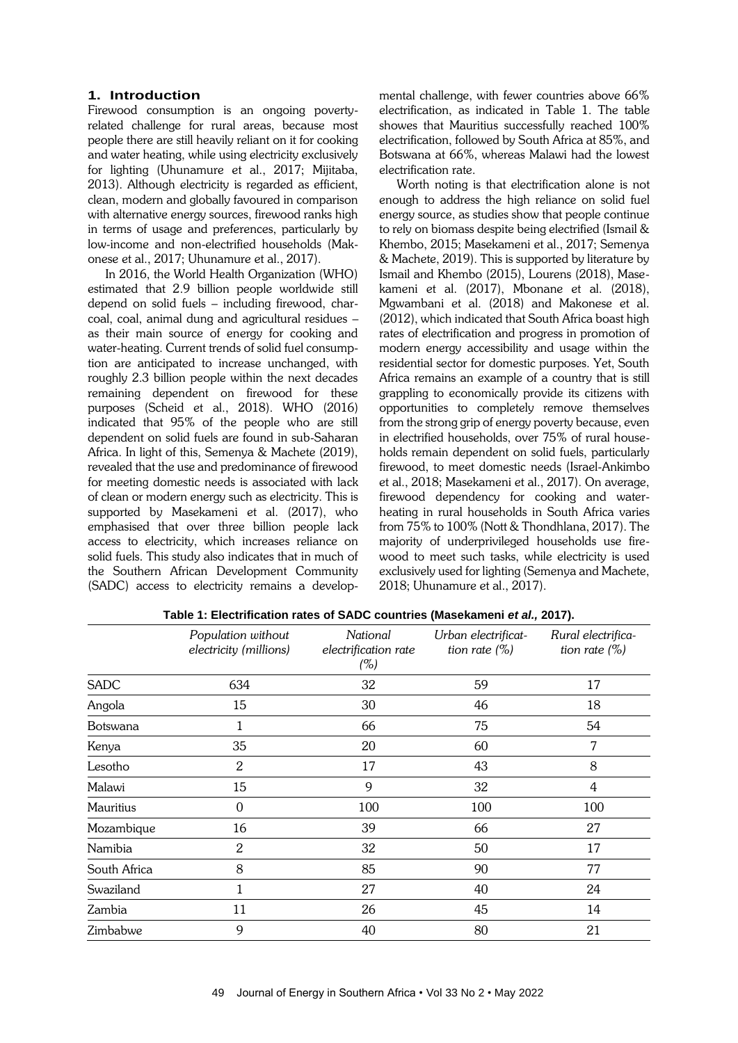## 1. Introduction

Firewood consumption is an ongoing poverty-related challenge for rural areas, because most people there are still heavily reliant on it for cooking and water heating, while using electricity exclusively for lighting (Uhunamure et al., 2017; Mijitaba, 2013). Although electricity is regarded as efficient, clean, modern and globally favoured in comparison with alternative energy sources, firewood ranks high in terms of usage and preferences, particularly by low-income and non-electrified households (Makonese et al., 2017; Uhunamure et al., 2017).

In 2016, the World Health Organization (WHO) estimated that 2.9 billion people worldwide still depend on solid fuels – including firewood, charcoal, coal, animal dung and agricultural residues – as their main source of energy for cooking and water-heating. Current trends of solid fuel consumption are anticipated to increase unchanged, with roughly 2.3 billion people within the next decades remaining dependent on firewood for these purposes (Scheid et al., 2018). WHO (2016) indicated that 95% of the people who are still dependent on solid fuels are found in sub-Saharan Africa. In light of this, Semenya & Machete (2019), revealed that the use and predominance of firewood for meeting domestic needs is associated with lack of clean or modern energy such as electricity. This is supported by Masekameni et al. (2017), who emphasised that over three billion people lack access to electricity, which increases reliance on solid fuels. This study also indicates that in much of the Southern African Development Community (SADC) access to electricity remains a developmental challenge, with fewer countries above 66% electrification, as indicated in Table 1. The table showes that Mauritius successfully reached 100% electrification, followed by South Africa at 85%, and Botswana at 66%, whereas Malawi had the lowest electrification rate.

Worth noting is that electrification alone is not enough to address the high reliance on solid fuel energy source, as studies show that people continue to rely on biomass despite being electrified (Ismail & Khembo, 2015; Masekameni et al., 2017; Semenya & Machete, 2019). This is supported by literature by Ismail and Khembo (2015), Lourens (2018), Masekameni et al. (2017), Mbonane et al. (2018), Mgwambani et al. (2018) and Makonese et al. (2012), which indicated that South Africa boast high rates of electrification and progress in promotion of modern energy accessibility and usage within the residential sector for domestic purposes. Yet, South Africa remains an example of a country that is still grappling to economically provide its citizens with opportunities to completely remove themselves from the strong grip of energy poverty because, even in electrified households, over 75% of rural households remain dependent on solid fuels, particularly firewood, to meet domestic needs (Israel-Ankimbo et al., 2018; Masekameni et al., 2017). On average, firewood dependency for cooking and water-heating in rural households in South Africa varies from 75% to 100% (Nott & Thondhlana, 2017). The majority of underprivileged households use firewood to meet such tasks, while electricity is used exclusively used for lighting (Semenya and Machete, 2018; Uhunamure et al., 2017).

**Table 1: Electrification rates of SADC countries (Masekameni *et al.,* 2017).**

| | *Population without electricity (millions)* | *National electrification rate (%)* | *Urban electrificattion rate (%)* | *Rural electrification rate (%)* |
|---|---|---|---|---|
| SADC | 634 | 32 | 59 | 17 |
| Angola | 15 | 30 | 46 | 18 |
| Botswana | 1 | 66 | 75 | 54 |
| Kenya | 35 | 20 | 60 | 7 |
| Lesotho | 2 | 17 | 43 | 8 |
| Malawi | 15 | 9 | 32 | 4 |
| Mauritius | 0 | 100 | 100 | 100 |
| Mozambique | 16 | 39 | 66 | 27 |
| Namibia | 2 | 32 | 50 | 17 |
| South Africa | 8 | 85 | 90 | 77 |
| Swaziland | 1 | 27 | 40 | 24 |
| Zambia | 11 | 26 | 45 | 14 |
| Zimbabwe | 9 | 40 | 80 | 21 |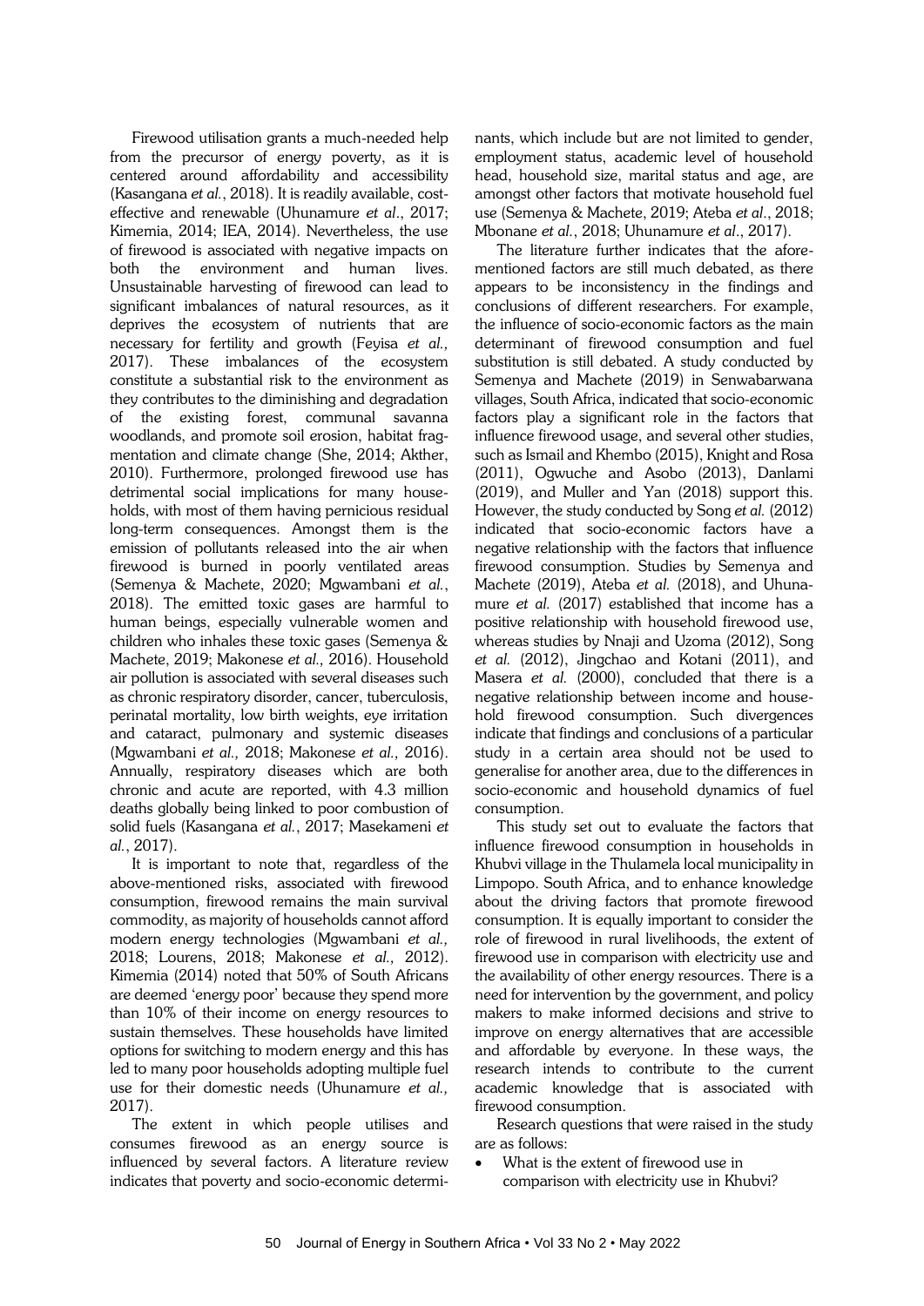Firewood utilisation grants a much-needed help from the precursor of energy poverty, as it is centered around affordability and accessibility (Kasangana *et al.*, 2018). It is readily available, cost-effective and renewable (Uhunamure *et al*., 2017; Kimemia, 2014; IEA, 2014). Nevertheless, the use of firewood is associated with negative impacts on both the environment and human lives. Unsustainable harvesting of firewood can lead to significant imbalances of natural resources, as it deprives the ecosystem of nutrients that are necessary for fertility and growth (Feyisa *et al.,* 2017). These imbalances of the ecosystem constitute a substantial risk to the environment as they contributes to the diminishing and degradation of the existing forest, communal savanna woodlands, and promote soil erosion, habitat fragmentation and climate change (She, 2014; Akther, 2010). Furthermore, prolonged firewood use has detrimental social implications for many households, with most of them having pernicious residual long-term consequences. Amongst them is the emission of pollutants released into the air when firewood is burned in poorly ventilated areas (Semenya & Machete, 2020; Mgwambani *et al.*, 2018). The emitted toxic gases are harmful to human beings, especially vulnerable women and children who inhales these toxic gases (Semenya & Machete, 2019; Makonese *et al.,* 2016). Household air pollution is associated with several diseases such as chronic respiratory disorder, cancer, tuberculosis, perinatal mortality, low birth weights, eye irritation and cataract, pulmonary and systemic diseases (Mgwambani *et al.,* 2018; Makonese *et al.,* 2016). Annually, respiratory diseases which are both chronic and acute are reported, with 4.3 million deaths globally being linked to poor combustion of solid fuels (Kasangana *et al.*, 2017; Masekameni *et al.*, 2017).

It is important to note that, regardless of the above-mentioned risks, associated with firewood consumption, firewood remains the main survival commodity, as majority of households cannot afford modern energy technologies (Mgwambani *et al.,* 2018; Lourens, 2018; Makonese *et al.,* 2012). Kimemia (2014) noted that 50% of South Africans are deemed 'energy poor' because they spend more than 10% of their income on energy resources to sustain themselves. These households have limited options for switching to modern energy and this has led to many poor households adopting multiple fuel use for their domestic needs (Uhunamure *et al.,* 2017).

The extent in which people utilises and consumes firewood as an energy source is influenced by several factors. A literature review indicates that poverty and socio-economic determinants, which include but are not limited to gender, employment status, academic level of household head, household size, marital status and age, are amongst other factors that motivate household fuel use (Semenya & Machete, 2019; Ateba *et al*., 2018; Mbonane *et al.*, 2018; Uhunamure *et al*., 2017).

The literature further indicates that the aforementioned factors are still much debated, as there appears to be inconsistency in the findings and conclusions of different researchers. For example, the influence of socio-economic factors as the main determinant of firewood consumption and fuel substitution is still debated. A study conducted by Semenya and Machete (2019) in Senwabarwana villages, South Africa, indicated that socio-economic factors play a significant role in the factors that influence firewood usage, and several other studies, such as Ismail and Khembo (2015), Knight and Rosa (2011), Ogwuche and Asobo (2013), Danlami (2019), and Muller and Yan (2018) support this. However, the study conducted by Song *et al.* (2012) indicated that socio-economic factors have a negative relationship with the factors that influence firewood consumption. Studies by Semenya and Machete (2019), Ateba *et al.* (2018), and Uhunamure *et al.* (2017) established that income has a positive relationship with household firewood use, whereas studies by Nnaji and Uzoma (2012), Song *et al.* (2012), Jingchao and Kotani (2011), and Masera *et al.* (2000), concluded that there is a negative relationship between income and household firewood consumption. Such divergences indicate that findings and conclusions of a particular study in a certain area should not be used to generalise for another area, due to the differences in socio-economic and household dynamics of fuel consumption.

This study set out to evaluate the factors that influence firewood consumption in households in Khubvi village in the Thulamela local municipality in Limpopo. South Africa, and to enhance knowledge about the driving factors that promote firewood consumption. It is equally important to consider the role of firewood in rural livelihoods, the extent of firewood use in comparison with electricity use and the availability of other energy resources. There is a need for intervention by the government, and policy makers to make informed decisions and strive to improve on energy alternatives that are accessible and affordable by everyone. In these ways, the research intends to contribute to the current academic knowledge that is associated with firewood consumption.

Research questions that were raised in the study are as follows:

- What is the extent of firewood use in comparison with electricity use in Khubvi?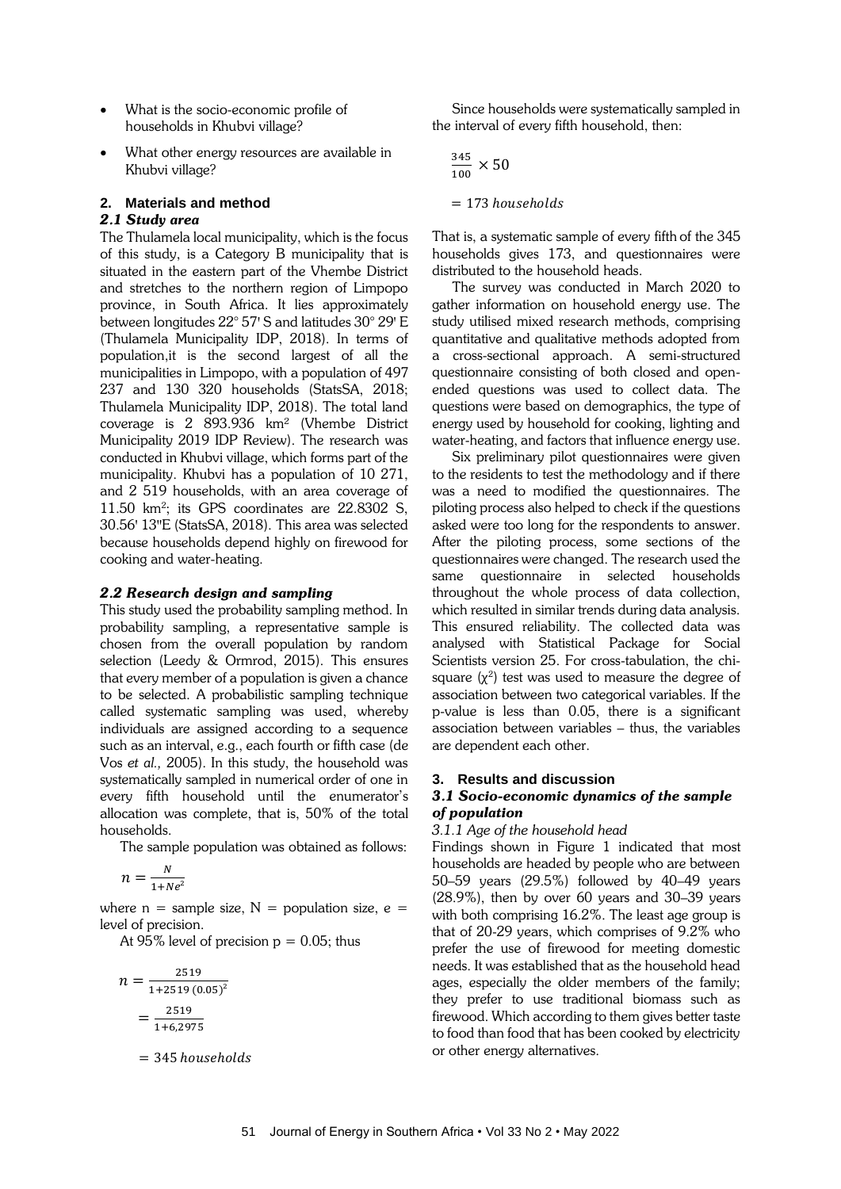- What is the socio-economic profile of households in Khubvi village?
- What other energy resources are available in Khubvi village?

## 2. Materials and method

### 2.1 Study area

The Thulamela local municipality, which is the focus of this study, is a Category B municipality that is situated in the eastern part of the Vhembe District and stretches to the northern region of Limpopo province, in South Africa. It lies approximately between longitudes 22° 57' S and latitudes 30° 29' E (Thulamela Municipality IDP, 2018). In terms of population,it is the second largest of all the municipalities in Limpopo, with a population of 497 237 and 130 320 households (StatsSA, 2018; Thulamela Municipality IDP, 2018). The total land coverage is 2 893.936 km² (Vhembe District Municipality 2019 IDP Review). The research was conducted in Khubvi village, which forms part of the municipality. Khubvi has a population of 10 271, and 2 519 households, with an area coverage of 11.50 km²; its GPS coordinates are 22.8302 S, 30.56' 13"E (StatsSA, 2018). This area was selected because households depend highly on firewood for cooking and water-heating.

### 2.2 Research design and sampling

This study used the probability sampling method. In probability sampling, a representative sample is chosen from the overall population by random selection (Leedy & Ormrod, 2015). This ensures that every member of a population is given a chance to be selected. A probabilistic sampling technique called systematic sampling was used, whereby individuals are assigned according to a sequence such as an interval, e.g., each fourth or fifth case (de Vos *et al.,* 2005). In this study, the household was systematically sampled in numerical order of one in every fifth household until the enumerator's allocation was complete, that is, 50% of the total households.

The sample population was obtained as follows:

$$n = \frac{N}{1+Ne^2}$$

where n = sample size, N = population size, e = level of precision.

At 95% level of precision p = 0.05; thus

$$n = \frac{2519}{1+2519\,(0.05)^2}$$

$$= \frac{2519}{1+6{,}2975}$$

$$= 345\ households$$

Since households were systematically sampled in the interval of every fifth household, then:

$$\frac{345}{100} \times 50$$

$$= 173\ households$$

That is, a systematic sample of every fifth of the 345 households gives 173, and questionnaires were distributed to the household heads.

The survey was conducted in March 2020 to gather information on household energy use. The study utilised mixed research methods, comprising quantitative and qualitative methods adopted from a cross-sectional approach. A semi-structured questionnaire consisting of both closed and open-ended questions was used to collect data. The questions were based on demographics, the type of energy used by household for cooking, lighting and water-heating, and factors that influence energy use.

Six preliminary pilot questionnaires were given to the residents to test the methodology and if there was a need to modified the questionnaires. The piloting process also helped to check if the questions asked were too long for the respondents to answer. After the piloting process, some sections of the questionnaires were changed. The research used the same questionnaire in selected households throughout the whole process of data collection, which resulted in similar trends during data analysis. This ensured reliability. The collected data was analysed with Statistical Package for Social Scientists version 25. For cross-tabulation, the chi-square ($\chi^2$) test was used to measure the degree of association between two categorical variables. If the p-value is less than 0.05, there is a significant association between variables – thus, the variables are dependent each other.

## 3. Results and discussion

### 3.1 Socio-economic dynamics of the sample of population

#### 3.1.1 Age of the household head

Findings shown in Figure 1 indicated that most households are headed by people who are between 50–59 years (29.5%) followed by 40–49 years (28.9%), then by over 60 years and 30–39 years with both comprising 16.2%. The least age group is that of 20-29 years, which comprises of 9.2% who prefer the use of firewood for meeting domestic needs. It was established that as the household head ages, especially the older members of the family; they prefer to use traditional biomass such as firewood. Which according to them gives better taste to food than food that has been cooked by electricity or other energy alternatives.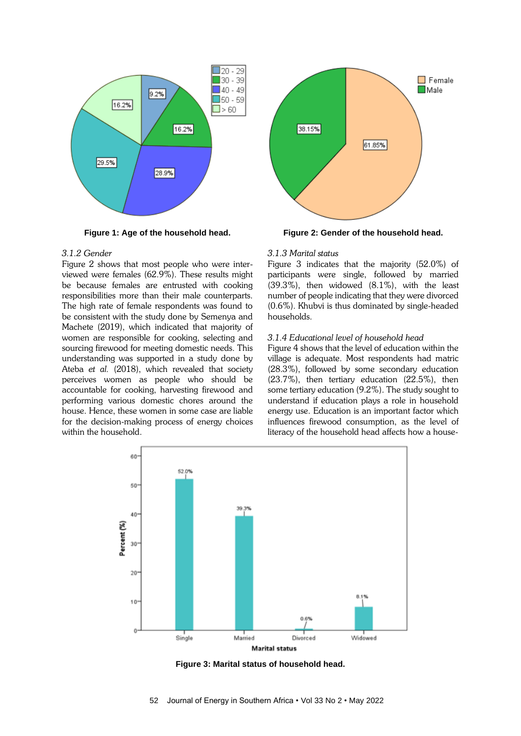Figure 1: Age of the household head.

Figure 2: Gender of the household head.

*3.1.2 Gender*

Figure 2 shows that most people who were interviewed were females (62.9%). These results might be because females are entrusted with cooking responsibilities more than their male counterparts. The high rate of female respondents was found to be consistent with the study done by Semenya and Machete (2019), which indicated that majority of women are responsible for cooking, selecting and sourcing firewood for meeting domestic needs. This understanding was supported in a study done by Ateba *et al.* (2018), which revealed that society perceives women as people who should be accountable for cooking, harvesting firewood and performing various domestic chores around the house. Hence, these women in some case are liable for the decision-making process of energy choices within the household.

*3.1.3 Marital status*

Figure 3 indicates that the majority (52.0%) of participants were single, followed by married (39.3%), then widowed (8.1%), with the least number of people indicating that they were divorced (0.6%). Khubvi is thus dominated by single-headed households.

*3.1.4 Educational level of household head*

Figure 4 shows that the level of education within the village is adequate. Most respondents had matric (28.3%), followed by some secondary education (23.7%), then tertiary education (22.5%), then some tertiary education (9.2%). The study sought to understand if education plays a role in household energy use. Education is an important factor which influences firewood consumption, as the level of literacy of the household head affects how a house-

Figure 3: Marital status of household head.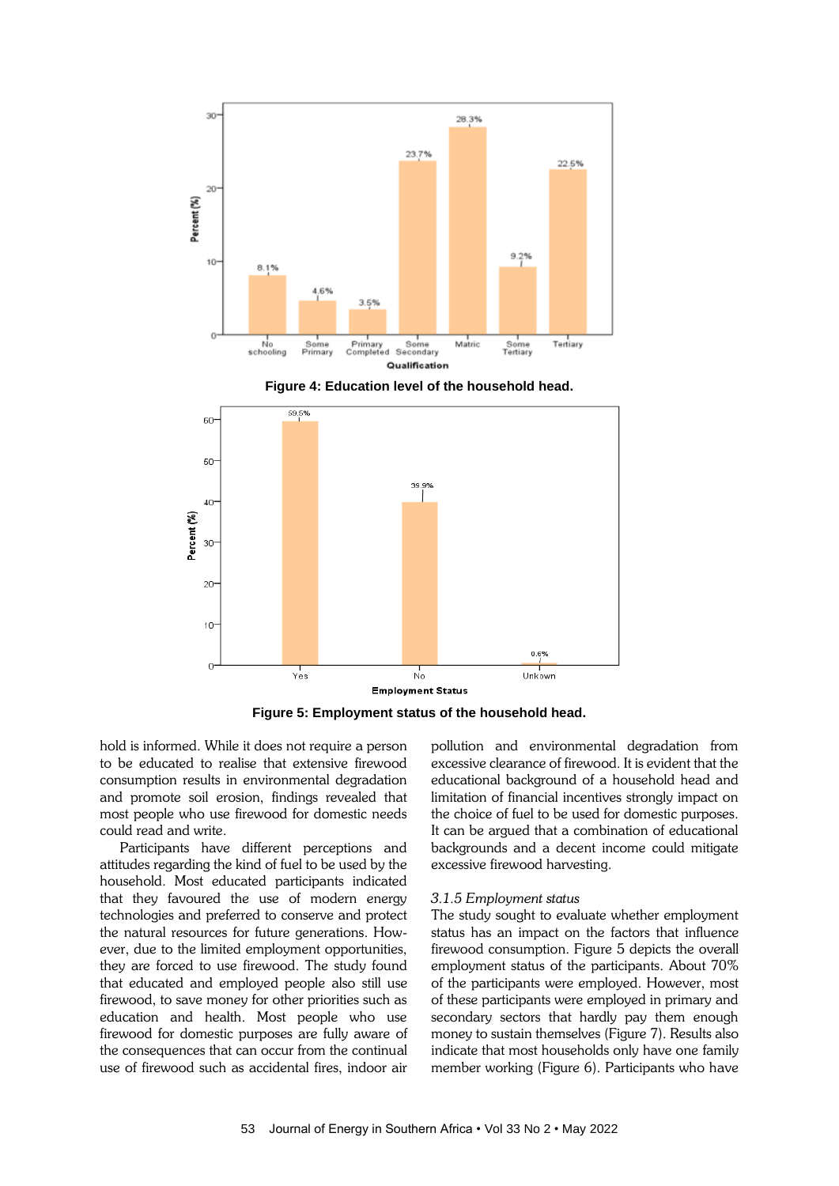Figure 4: Education level of the household head.

Figure 5: Employment status of the household head.

hold is informed. While it does not require a person to be educated to realise that extensive firewood consumption results in environmental degradation and promote soil erosion, findings revealed that most people who use firewood for domestic needs could read and write.

Participants have different perceptions and attitudes regarding the kind of fuel to be used by the household. Most educated participants indicated that they favoured the use of modern energy technologies and preferred to conserve and protect the natural resources for future generations. However, due to the limited employment opportunities, they are forced to use firewood. The study found that educated and employed people also still use firewood, to save money for other priorities such as education and health. Most people who use firewood for domestic purposes are fully aware of the consequences that can occur from the continual use of firewood such as accidental fires, indoor air pollution and environmental degradation from excessive clearance of firewood. It is evident that the educational background of a household head and limitation of financial incentives strongly impact on the choice of fuel to be used for domestic purposes. It can be argued that a combination of educational backgrounds and a decent income could mitigate excessive firewood harvesting.

### *3.1.5 Employment status*

The study sought to evaluate whether employment status has an impact on the factors that influence firewood consumption. Figure 5 depicts the overall employment status of the participants. About 70% of the participants were employed. However, most of these participants were employed in primary and secondary sectors that hardly pay them enough money to sustain themselves (Figure 7). Results also indicate that most households only have one family member working (Figure 6). Participants who have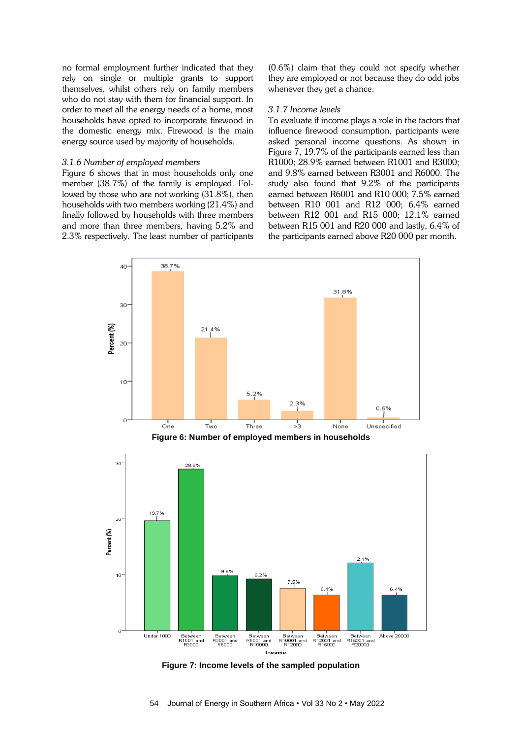no formal employment further indicated that they rely on single or multiple grants to support themselves, whilst others rely on family members who do not stay with them for financial support. In order to meet all the energy needs of a home, most households have opted to incorporate firewood in the domestic energy mix. Firewood is the main energy source used by majority of households.

### *3.1.6 Number of employed members*

Figure 6 shows that in most households only one member (38.7%) of the family is employed. Followed by those who are not working (31.8%), then households with two members working (21.4%) and finally followed by households with three members and more than three members, having 5.2% and 2.3% respectively. The least number of participants (0.6%) claim that they could not specify whether they are employed or not because they do odd jobs whenever they get a chance.

### *3.1.7 Income levels*

To evaluate if income plays a role in the factors that influence firewood consumption, participants were asked personal income questions. As shown in Figure 7, 19.7% of the participants earned less than R1000; 28.9% earned between R1001 and R3000; and 9.8% earned between R3001 and R6000. The study also found that 9.2% of the participants earned between R6001 and R10 000; 7.5% earned between R10 001 and R12 000; 6.4% earned between R12 001 and R15 000; 12.1% earned between R15 001 and R20 000 and lastly, 6.4% of the participants earned above R20 000 per month.

**Figure 6: Number of employed members in households**

**Figure 7: Income levels of the sampled population**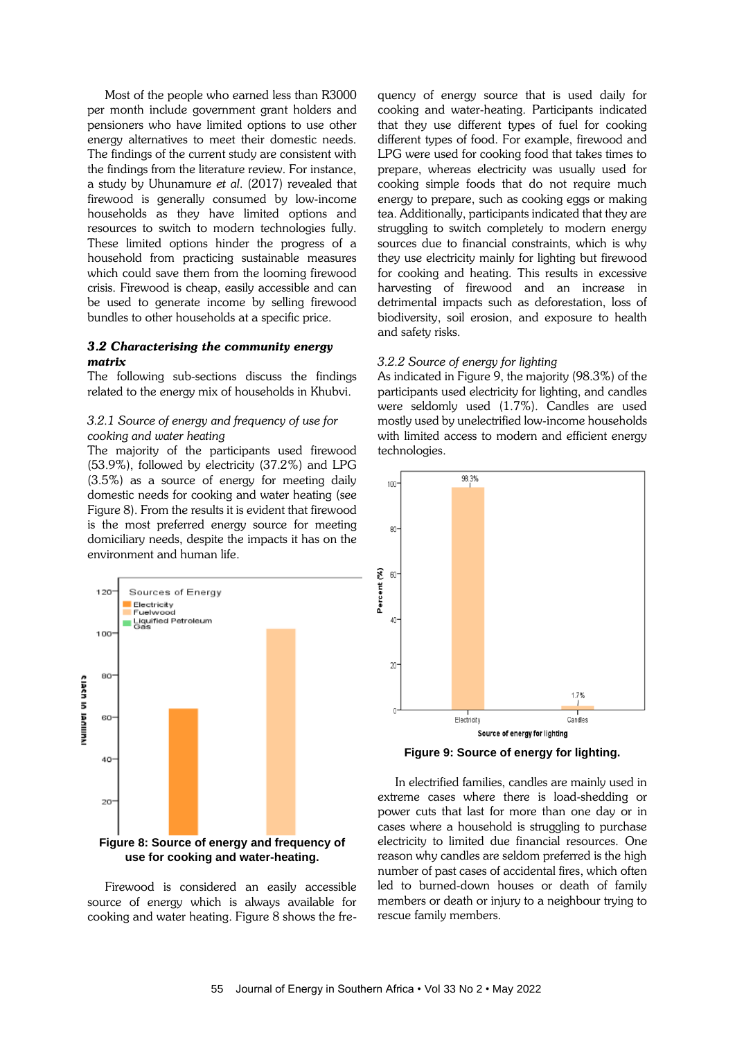Most of the people who earned less than R3000 per month include government grant holders and pensioners who have limited options to use other energy alternatives to meet their domestic needs. The findings of the current study are consistent with the findings from the literature review. For instance, a study by Uhunamure *et al*. (2017) revealed that firewood is generally consumed by low-income households as they have limited options and resources to switch to modern technologies fully. These limited options hinder the progress of a household from practicing sustainable measures which could save them from the looming firewood crisis. Firewood is cheap, easily accessible and can be used to generate income by selling firewood bundles to other households at a specific price.

### *3.2 Characterising the community energy matrix*

The following sub-sections discuss the findings related to the energy mix of households in Khubvi.

#### *3.2.1 Source of energy and frequency of use for cooking and water heating*

The majority of the participants used firewood (53.9%), followed by electricity (37.2%) and LPG (3.5%) as a source of energy for meeting daily domestic needs for cooking and water heating (see Figure 8). From the results it is evident that firewood is the most preferred energy source for meeting domiciliary needs, despite the impacts it has on the environment and human life.

**Figure 8: Source of energy and frequency of use for cooking and water-heating.**

Firewood is considered an easily accessible source of energy which is always available for cooking and water heating. Figure 8 shows the frequency of energy source that is used daily for cooking and water-heating. Participants indicated that they use different types of fuel for cooking different types of food. For example, firewood and LPG were used for cooking food that takes times to prepare, whereas electricity was usually used for cooking simple foods that do not require much energy to prepare, such as cooking eggs or making tea. Additionally, participants indicated that they are struggling to switch completely to modern energy sources due to financial constraints, which is why they use electricity mainly for lighting but firewood for cooking and heating. This results in excessive harvesting of firewood and an increase in detrimental impacts such as deforestation, loss of biodiversity, soil erosion, and exposure to health and safety risks.

#### *3.2.2 Source of energy for lighting*

As indicated in Figure 9, the majority (98.3%) of the participants used electricity for lighting, and candles were seldomly used (1.7%). Candles are used mostly used by unelectrified low-income households with limited access to modern and efficient energy technologies.

**Figure 9: Source of energy for lighting.**

In electrified families, candles are mainly used in extreme cases where there is load-shedding or power cuts that last for more than one day or in cases where a household is struggling to purchase electricity to limited due financial resources. One reason why candles are seldom preferred is the high number of past cases of accidental fires, which often led to burned-down houses or death of family members or death or injury to a neighbour trying to rescue family members.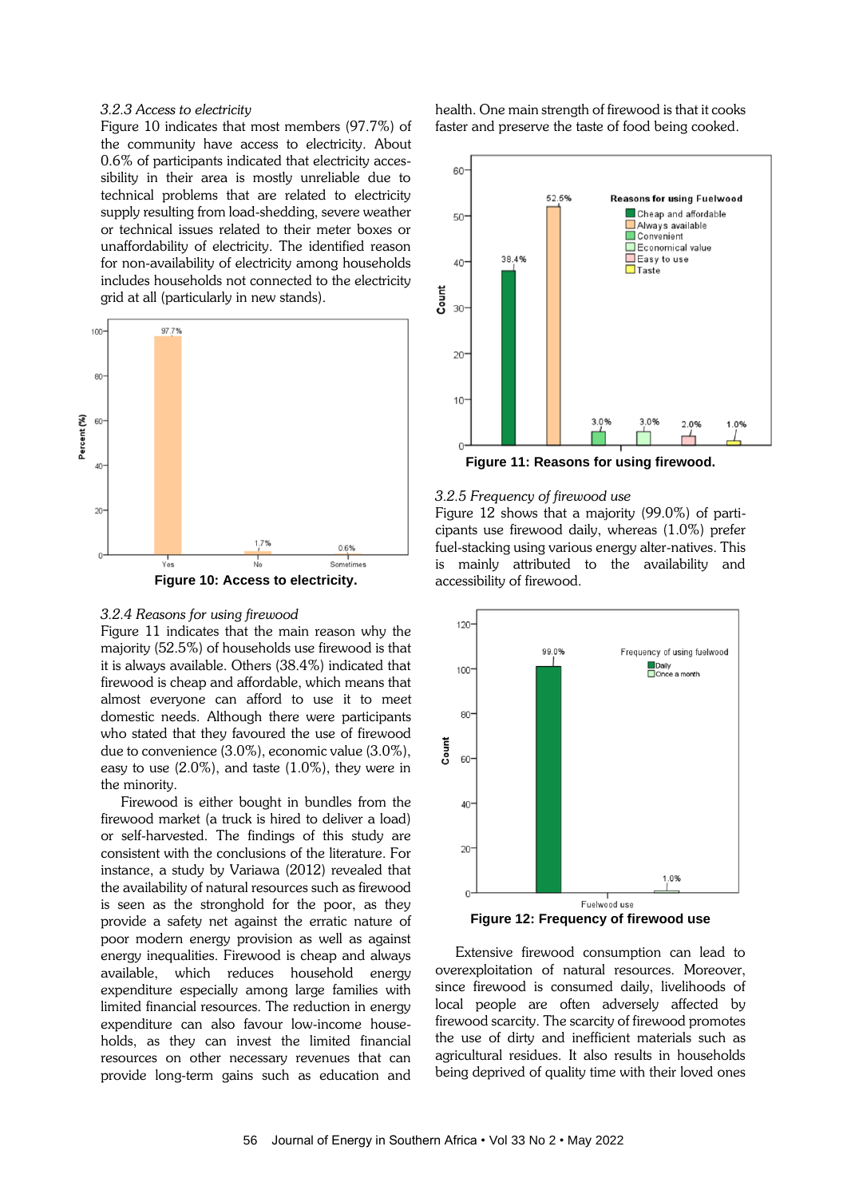### 3.2.3 Access to electricity

Figure 10 indicates that most members (97.7%) of the community have access to electricity. About 0.6% of participants indicated that electricity accessibility in their area is mostly unreliable due to technical problems that are related to electricity supply resulting from load-shedding, severe weather or technical issues related to their meter boxes or unaffordability of electricity. The identified reason for non-availability of electricity among households includes households not connected to the electricity grid at all (particularly in new stands).

**Figure 10: Access to electricity.**

### 3.2.4 Reasons for using firewood

Figure 11 indicates that the main reason why the majority (52.5%) of households use firewood is that it is always available. Others (38.4%) indicated that firewood is cheap and affordable, which means that almost everyone can afford to use it to meet domestic needs. Although there were participants who stated that they favoured the use of firewood due to convenience (3.0%), economic value (3.0%), easy to use (2.0%), and taste (1.0%), they were in the minority.

Firewood is either bought in bundles from the firewood market (a truck is hired to deliver a load) or self-harvested. The findings of this study are consistent with the conclusions of the literature. For instance, a study by Variawa (2012) revealed that the availability of natural resources such as firewood is seen as the stronghold for the poor, as they provide a safety net against the erratic nature of poor modern energy provision as well as against energy inequalities. Firewood is cheap and always available, which reduces household energy expenditure especially among large families with limited financial resources. The reduction in energy expenditure can also favour low-income households, as they can invest the limited financial resources on other necessary revenues that can provide long-term gains such as education and health. One main strength of firewood is that it cooks faster and preserve the taste of food being cooked.

**Figure 11: Reasons for using firewood.**

### 3.2.5 Frequency of firewood use

Figure 12 shows that a majority (99.0%) of participants use firewood daily, whereas (1.0%) prefer fuel-stacking using various energy alter-natives. This is mainly attributed to the availability and accessibility of firewood.

**Figure 12: Frequency of firewood use**

Extensive firewood consumption can lead to overexploitation of natural resources. Moreover, since firewood is consumed daily, livelihoods of local people are often adversely affected by firewood scarcity. The scarcity of firewood promotes the use of dirty and inefficient materials such as agricultural residues. It also results in households being deprived of quality time with their loved ones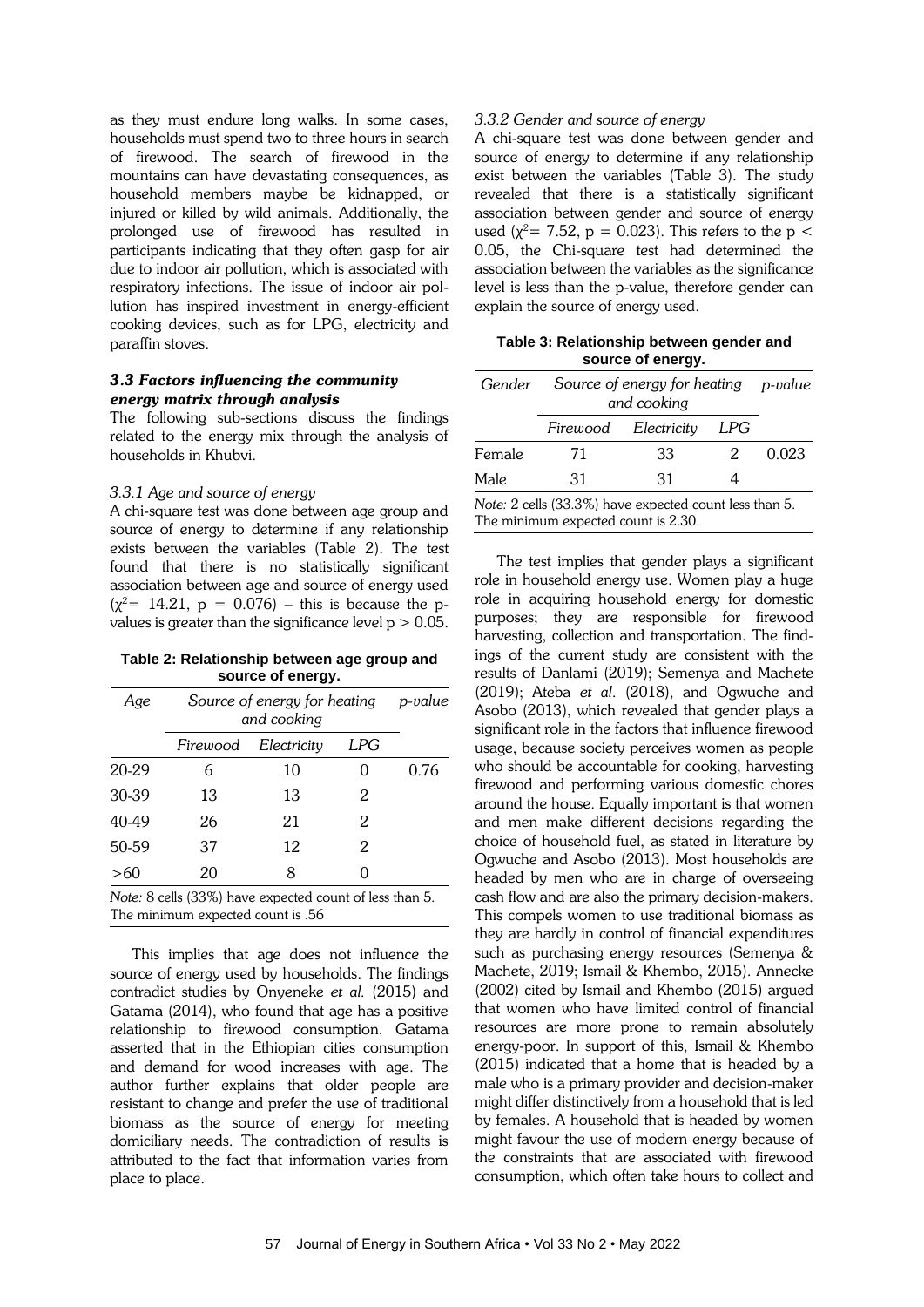as they must endure long walks. In some cases, households must spend two to three hours in search of firewood. The search of firewood in the mountains can have devastating consequences, as household members maybe be kidnapped, or injured or killed by wild animals. Additionally, the prolonged use of firewood has resulted in participants indicating that they often gasp for air due to indoor air pollution, which is associated with respiratory infections. The issue of indoor air pollution has inspired investment in energy-efficient cooking devices, such as for LPG, electricity and paraffin stoves.

### *3.3 Factors influencing the community energy matrix through analysis*

The following sub-sections discuss the findings related to the energy mix through the analysis of households in Khubvi.

#### *3.3.1 Age and source of energy*

A chi-square test was done between age group and source of energy to determine if any relationship exists between the variables (Table 2). The test found that there is no statistically significant association between age and source of energy used ($\chi^2 = 14.21$, $p = 0.076$) – this is because the p-values is greater than the significance level $p > 0.05$.

**Table 2: Relationship between age group and source of energy.**

| *Age* | *Source of energy for heating and cooking* | | | *p-value* |
|---|---|---|---|---|
| | *Firewood* | *Electricity* | *LPG* | |
| 20-29 | 6 | 10 | 0 | 0.76 |
| 30-39 | 13 | 13 | 2 | |
| 40-49 | 26 | 21 | 2 | |
| 50-59 | 37 | 12 | 2 | |
| >60 | 20 | 8 | 0 | |

*Note:* 8 cells (33%) have expected count of less than 5. The minimum expected count is .56

This implies that age does not influence the source of energy used by households. The findings contradict studies by Onyeneke *et al.* (2015) and Gatama (2014), who found that age has a positive relationship to firewood consumption. Gatama asserted that in the Ethiopian cities consumption and demand for wood increases with age. The author further explains that older people are resistant to change and prefer the use of traditional biomass as the source of energy for meeting domiciliary needs. The contradiction of results is attributed to the fact that information varies from place to place.

#### *3.3.2 Gender and source of energy*

A chi-square test was done between gender and source of energy to determine if any relationship exist between the variables (Table 3). The study revealed that there is a statistically significant association between gender and source of energy used ($\chi^2 = 7.52$, $p = 0.023$). This refers to the $p < 0.05$, the Chi-square test had determined the association between the variables as the significance level is less than the p-value, therefore gender can explain the source of energy used.

**Table 3: Relationship between gender and source of energy.**

| *Gender* | *Source of energy for heating and cooking* | | | *p-value* |
|---|---|---|---|---|
| | *Firewood* | *Electricity* | *LPG* | |
| Female | 71 | 33 | 2 | 0.023 |
| Male | 31 | 31 | 4 | |

*Note:* 2 cells (33.3%) have expected count less than 5. The minimum expected count is 2.30.

The test implies that gender plays a significant role in household energy use. Women play a huge role in acquiring household energy for domestic purposes; they are responsible for firewood harvesting, collection and transportation. The findings of the current study are consistent with the results of Danlami (2019); Semenya and Machete (2019); Ateba *et al.* (2018), and Ogwuche and Asobo (2013), which revealed that gender plays a significant role in the factors that influence firewood usage, because society perceives women as people who should be accountable for cooking, harvesting firewood and performing various domestic chores around the house. Equally important is that women and men make different decisions regarding the choice of household fuel, as stated in literature by Ogwuche and Asobo (2013). Most households are headed by men who are in charge of overseeing cash flow and are also the primary decision-makers. This compels women to use traditional biomass as they are hardly in control of financial expenditures such as purchasing energy resources (Semenya & Machete, 2019; Ismail & Khembo, 2015). Annecke (2002) cited by Ismail and Khembo (2015) argued that women who have limited control of financial resources are more prone to remain absolutely energy-poor. In support of this, Ismail & Khembo (2015) indicated that a home that is headed by a male who is a primary provider and decision-maker might differ distinctively from a household that is led by females. A household that is headed by women might favour the use of modern energy because of the constraints that are associated with firewood consumption, which often take hours to collect and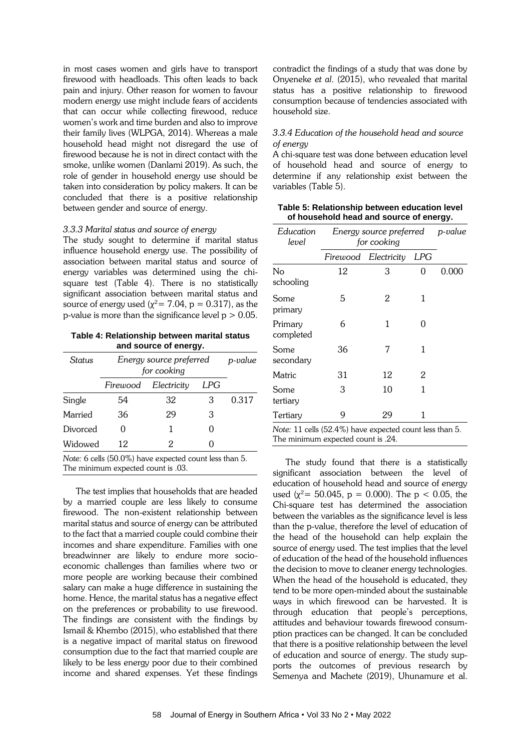in most cases women and girls have to transport firewood with headloads. This often leads to back pain and injury. Other reason for women to favour modern energy use might include fears of accidents that can occur while collecting firewood, reduce women's work and time burden and also to improve their family lives (WLPGA, 2014). Whereas a male household head might not disregard the use of firewood because he is not in direct contact with the smoke, unlike women (Danlami 2019). As such, the role of gender in household energy use should be taken into consideration by policy makers. It can be concluded that there is a positive relationship between gender and source of energy.

#### *3.3.3 Marital status and source of energy*

The study sought to determine if marital status influence household energy use. The possibility of association between marital status and source of energy variables was determined using the chi-square test (Table 4). There is no statistically significant association between marital status and source of energy used ($\chi^2 = 7.04$, $p = 0.317$), as the p-value is more than the significance level $p > 0.05$.

**Table 4: Relationship between marital status and source of energy.**

| *Status* | *Energy source preferred for cooking* | | | *p-value* |
|---|---|---|---|---|
| | *Firewood* | *Electricity* | *LPG* | |
| Single | 54 | 32 | 3 | 0.317 |
| Married | 36 | 29 | 3 | |
| Divorced | 0 | 1 | 0 | |
| Widowed | 12 | 2 | 0 | |

*Note:* 6 cells (50.0%) have expected count less than 5. The minimum expected count is .03.

The test implies that households that are headed by a married couple are less likely to consume firewood. The non-existent relationship between marital status and source of energy can be attributed to the fact that a married couple could combine their incomes and share expenditure. Families with one breadwinner are likely to endure more socio-economic challenges than families where two or more people are working because their combined salary can make a huge difference in sustaining the home. Hence, the marital status has a negative effect on the preferences or probability to use firewood. The findings are consistent with the findings by Ismail & Khembo (2015), who established that there is a negative impact of marital status on firewood consumption due to the fact that married couple are likely to be less energy poor due to their combined income and shared expenses. Yet these findings contradict the findings of a study that was done by Onyeneke *et al*. (2015), who revealed that marital status has a positive relationship to firewood consumption because of tendencies associated with household size.

#### *3.3.4 Education of the household head and source of energy*

A chi-square test was done between education level of household head and source of energy to determine if any relationship exist between the variables (Table 5).

**Table 5: Relationship between education level of household head and source of energy.**

| *Education level* | *Energy source preferred for cooking* | | | *p-value* |
|---|---|---|---|---|
| | *Firewood* | *Electricity* | *LPG* | |
| No schooling | 12 | 3 | 0 | 0.000 |
| Some primary | 5 | 2 | 1 | |
| Primary completed | 6 | 1 | 0 | |
| Some secondary | 36 | 7 | 1 | |
| Matric | 31 | 12 | 2 | |
| Some tertiary | 3 | 10 | 1 | |
| Tertiary | 9 | 29 | 1 | |

*Note:* 11 cells (52.4%) have expected count less than 5. The minimum expected count is .24.

The study found that there is a statistically significant association between the level of education of household head and source of energy used ($\chi^2 = 50.045$, $p = 0.000$). The $p < 0.05$, the Chi-square test has determined the association between the variables as the significance level is less than the p-value, therefore the level of education of the head of the household can help explain the source of energy used. The test implies that the level of education of the head of the household influences the decision to move to cleaner energy technologies. When the head of the household is educated, they tend to be more open-minded about the sustainable ways in which firewood can be harvested. It is through education that people's perceptions, attitudes and behaviour towards firewood consumption practices can be changed. It can be concluded that there is a positive relationship between the level of education and source of energy. The study supports the outcomes of previous research by Semenya and Machete (2019), Uhunamure et al.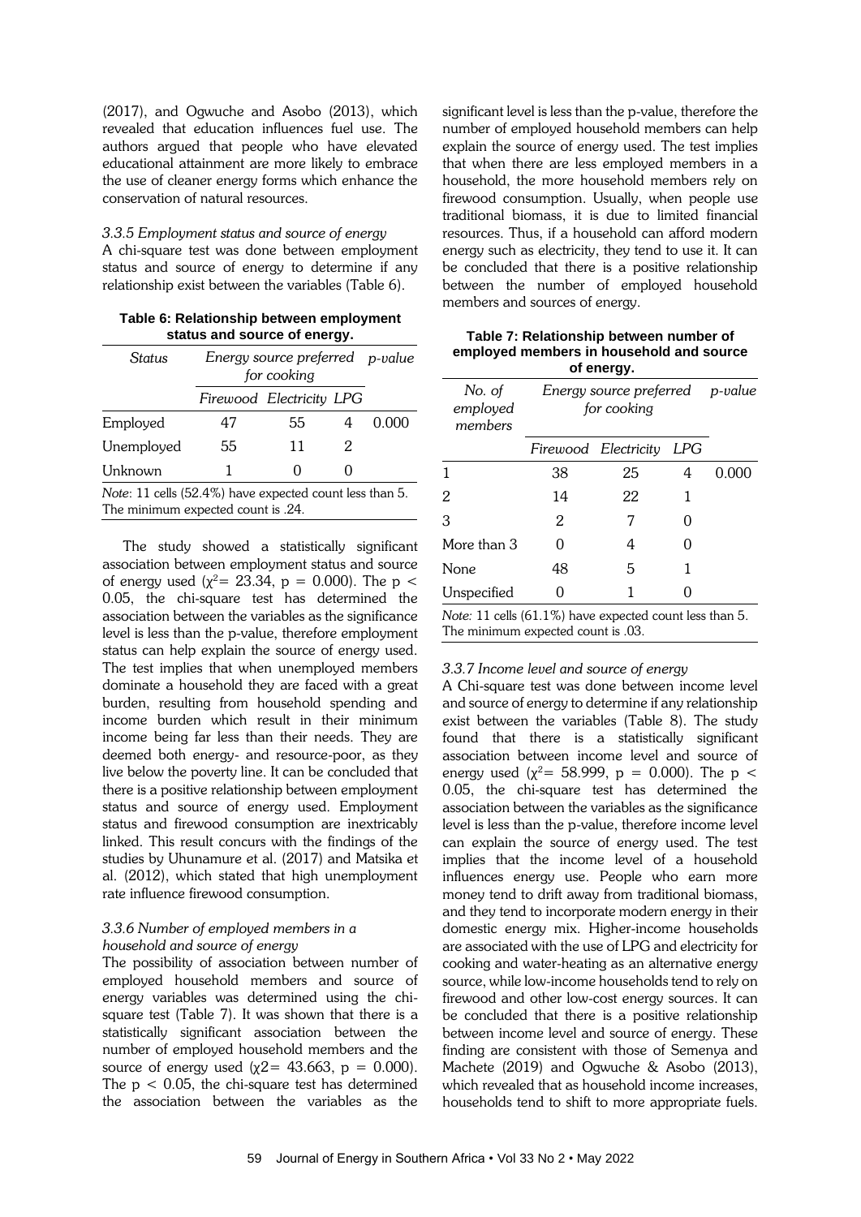(2017), and Ogwuche and Asobo (2013), which revealed that education influences fuel use. The authors argued that people who have elevated educational attainment are more likely to embrace the use of cleaner energy forms which enhance the conservation of natural resources.

#### *3.3.5 Employment status and source of energy*

A chi-square test was done between employment status and source of energy to determine if any relationship exist between the variables (Table 6).

**Table 6: Relationship between employment status and source of energy.**

| *Status* | *Energy source preferred for cooking* | | | *p-value* |
|---|---|---|---|---|
| | *Firewood* | *Electricity* | *LPG* | |
| Employed | 47 | 55 | 4 | 0.000 |
| Unemployed | 55 | 11 | 2 | |
| Unknown | 1 | 0 | 0 | |

*Note*: 11 cells (52.4%) have expected count less than 5. The minimum expected count is .24.

The study showed a statistically significant association between employment status and source of energy used ($\chi^2 = 23.34$, $p = 0.000$). The $p < 0.05$, the chi-square test has determined the association between the variables as the significance level is less than the p-value, therefore employment status can help explain the source of energy used. The test implies that when unemployed members dominate a household they are faced with a great burden, resulting from household spending and income burden which result in their minimum income being far less than their needs. They are deemed both energy- and resource-poor, as they live below the poverty line. It can be concluded that there is a positive relationship between employment status and source of energy used. Employment status and firewood consumption are inextricably linked. This result concurs with the findings of the studies by Uhunamure et al. (2017) and Matsika et al. (2012), which stated that high unemployment rate influence firewood consumption.

#### *3.3.6 Number of employed members in a household and source of energy*

The possibility of association between number of employed household members and source of energy variables was determined using the chi-square test (Table 7). It was shown that there is a statistically significant association between the number of employed household members and the source of energy used ($\chi^2 = 43.663$, $p = 0.000$). The $p < 0.05$, the chi-square test has determined the association between the variables as the significant level is less than the p-value, therefore the number of employed household members can help explain the source of energy used. The test implies that when there are less employed members in a household, the more household members rely on firewood consumption. Usually, when people use traditional biomass, it is due to limited financial resources. Thus, if a household can afford modern energy such as electricity, they tend to use it. It can be concluded that there is a positive relationship between the number of employed household members and sources of energy.

**Table 7: Relationship between number of employed members in household and source of energy.**

| *No. of employed members* | *Energy source preferred for cooking* | | | *p-value* |
|---|---|---|---|---|
| | *Firewood* | *Electricity* | *LPG* | |
| 1 | 38 | 25 | 4 | 0.000 |
| 2 | 14 | 22 | 1 | |
| 3 | 2 | 7 | 0 | |
| More than 3 | 0 | 4 | 0 | |
| None | 48 | 5 | 1 | |
| Unspecified | 0 | 1 | 0 | |

*Note:* 11 cells (61.1%) have expected count less than 5. The minimum expected count is .03.

#### *3.3.7 Income level and source of energy*

A Chi-square test was done between income level and source of energy to determine if any relationship exist between the variables (Table 8). The study found that there is a statistically significant association between income level and source of energy used ($\chi^2 = 58.999$, $p = 0.000$). The $p < 0.05$, the chi-square test has determined the association between the variables as the significance level is less than the p-value, therefore income level can explain the source of energy used. The test implies that the income level of a household influences energy use. People who earn more money tend to drift away from traditional biomass, and they tend to incorporate modern energy in their domestic energy mix. Higher-income households are associated with the use of LPG and electricity for cooking and water-heating as an alternative energy source, while low-income households tend to rely on firewood and other low-cost energy sources. It can be concluded that there is a positive relationship between income level and source of energy. These finding are consistent with those of Semenya and Machete (2019) and Ogwuche & Asobo (2013), which revealed that as household income increases, households tend to shift to more appropriate fuels.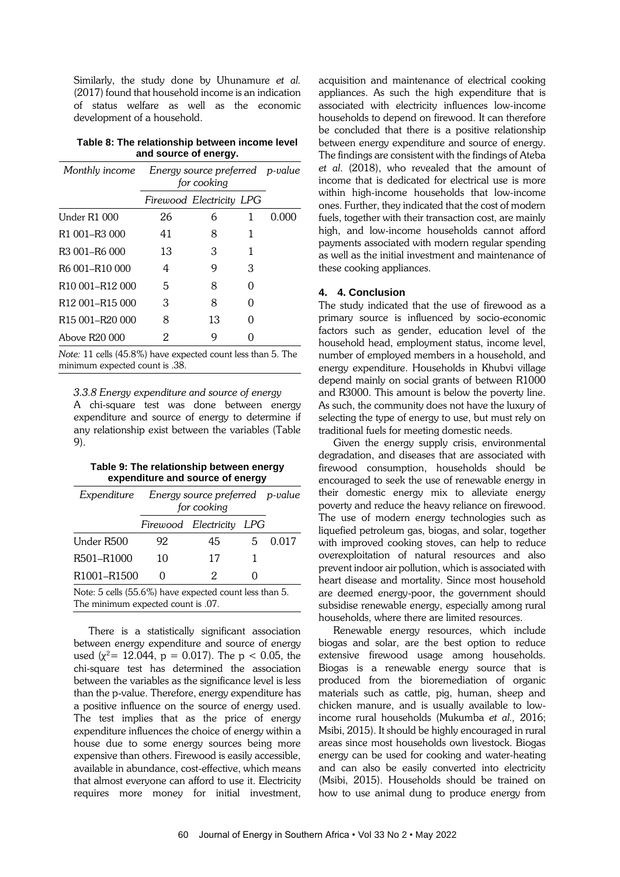Similarly, the study done by Uhunamure *et al.* (2017) found that household income is an indication of status welfare as well as the economic development of a household.

**Table 8: The relationship between income level and source of energy.**

| *Monthly income* | *Energy source preferred for cooking* | | | *p-value* |
|---|---|---|---|---|
| | *Firewood* | *Electricity* | *LPG* | |
| Under R1 000 | 26 | 6 | 1 | 0.000 |
| R1 001–R3 000 | 41 | 8 | 1 | |
| R3 001–R6 000 | 13 | 3 | 1 | |
| R6 001–R10 000 | 4 | 9 | 3 | |
| R10 001–R12 000 | 5 | 8 | 0 | |
| R12 001–R15 000 | 3 | 8 | 0 | |
| R15 001–R20 000 | 8 | 13 | 0 | |
| Above R20 000 | 2 | 9 | 0 | |

*Note:* 11 cells (45.8%) have expected count less than 5. The minimum expected count is .38.

*3.3.8 Energy expenditure and source of energy*

A chi-square test was done between energy expenditure and source of energy to determine if any relationship exist between the variables (Table 9).

**Table 9: The relationship between energy expenditure and source of energy**

| *Expenditure* | *Energy source preferred for cooking* | | | *p-value* |
|---|---|---|---|---|
| | *Firewood* | *Electricity* | *LPG* | |
| Under R500 | 92 | 45 | 5 | 0.017 |
| R501–R1000 | 10 | 17 | 1 | |
| R1001–R1500 | 0 | 2 | 0 | |

Note: 5 cells (55.6%) have expected count less than 5. The minimum expected count is .07.

There is a statistically significant association between energy expenditure and source of energy used ($\chi^2 = 12.044$, $p = 0.017$). The $p < 0.05$, the chi-square test has determined the association between the variables as the significance level is less than the p-value. Therefore, energy expenditure has a positive influence on the source of energy used. The test implies that as the price of energy expenditure influences the choice of energy within a house due to some energy sources being more expensive than others. Firewood is easily accessible, available in abundance, cost-effective, which means that almost everyone can afford to use it. Electricity requires more money for initial investment, acquisition and maintenance of electrical cooking appliances. As such the high expenditure that is associated with electricity influences low-income households to depend on firewood. It can therefore be concluded that there is a positive relationship between energy expenditure and source of energy. The findings are consistent with the findings of Ateba *et al*. (2018), who revealed that the amount of income that is dedicated for electrical use is more within high-income households that low-income ones. Further, they indicated that the cost of modern fuels, together with their transaction cost, are mainly high, and low-income households cannot afford payments associated with modern regular spending as well as the initial investment and maintenance of these cooking appliances.

## 4. 4. Conclusion

The study indicated that the use of firewood as a primary source is influenced by socio-economic factors such as gender, education level of the household head, employment status, income level, number of employed members in a household, and energy expenditure. Households in Khubvi village depend mainly on social grants of between R1000 and R3000. This amount is below the poverty line. As such, the community does not have the luxury of selecting the type of energy to use, but must rely on traditional fuels for meeting domestic needs.

Given the energy supply crisis, environmental degradation, and diseases that are associated with firewood consumption, households should be encouraged to seek the use of renewable energy in their domestic energy mix to alleviate energy poverty and reduce the heavy reliance on firewood. The use of modern energy technologies such as liquefied petroleum gas, biogas, and solar, together with improved cooking stoves, can help to reduce overexploitation of natural resources and also prevent indoor air pollution, which is associated with heart disease and mortality. Since most household are deemed energy-poor, the government should subsidise renewable energy, especially among rural households, where there are limited resources.

Renewable energy resources, which include biogas and solar, are the best option to reduce extensive firewood usage among households. Biogas is a renewable energy source that is produced from the bioremediation of organic materials such as cattle, pig, human, sheep and chicken manure, and is usually available to low-income rural households (Mukumba *et al.*, 2016; Msibi, 2015). It should be highly encouraged in rural areas since most households own livestock. Biogas energy can be used for cooking and water-heating and can also be easily converted into electricity (Msibi, 2015). Households should be trained on how to use animal dung to produce energy from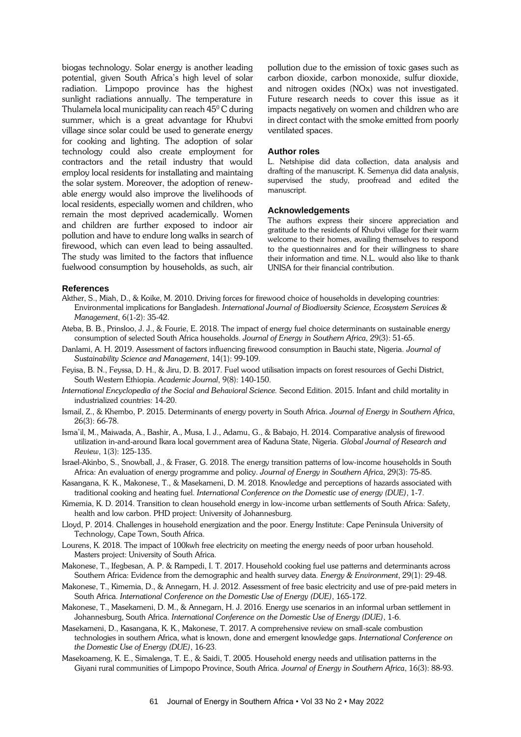biogas technology. Solar energy is another leading potential, given South Africa's high level of solar radiation. Limpopo province has the highest sunlight radiations annually. The temperature in Thulamela local municipality can reach $45^0$ C during summer, which is a great advantage for Khubvi village since solar could be used to generate energy for cooking and lighting. The adoption of solar technology could also create employment for contractors and the retail industry that would employ local residents for installating and maintaing the solar system. Moreover, the adoption of renewable energy would also improve the livelihoods of local residents, especially women and children, who remain the most deprived academically. Women and children are further exposed to indoor air pollution and have to endure long walks in search of firewood, which can even lead to being assaulted. The study was limited to the factors that influence fuelwood consumption by households, as such, air pollution due to the emission of toxic gases such as carbon dioxide, carbon monoxide, sulfur dioxide, and nitrogen oxides (NOx) was not investigated. Future research needs to cover this issue as it impacts negatively on women and children who are in direct contact with the smoke emitted from poorly ventilated spaces.

### Author roles

L. Netshipise did data collection, data analysis and drafting of the manuscript. K. Semenya did data analysis, supervised the study, proofread and edited the manuscript.

### Acknowledgements

The authors express their sincere appreciation and gratitude to the residents of Khubvi village for their warm welcome to their homes, availing themselves to respond to the questionnaires and for their willingness to share their information and time. N.L. would also like to thank UNISA for their financial contribution.

### References

Akther, S., Miah, D., & Koike, M. 2010. Driving forces for firewood choice of households in developing countries: Environmental implications for Bangladesh. *International Journal of Biodiversity Science, Ecosystem Services & Management*, 6(1-2): 35-42.

Ateba, B. B., Prinsloo, J. J., & Fourie, E. 2018. The impact of energy fuel choice determinants on sustainable energy consumption of selected South Africa households. *Journal of Energy in Southern Africa*, 29(3): 51-65.

Danlami, A. H. 2019. Assessment of factors influencing firewood consumption in Bauchi state, Nigeria. *Journal of Sustainability Science and Management*, 14(1): 99-109.

Feyisa, B. N., Feyssa, D. H., & Jiru, D. B. 2017. Fuel wood utilisation impacts on forest resources of Gechi District, South Western Ethiopia. *Academic Journal*, 9(8): 140-150.

*International Encyclopedia of the Social and Behavioral Science.* Second Edition. 2015. Infant and child mortality in industrialized countries: 14-20.

Ismail, Z., & Khembo, P. 2015. Determinants of energy poverty in South Africa. *Journal of Energy in Southern Africa*, 26(3): 66-78.

Isma'il, M., Maiwada, A., Bashir, A., Musa, I. J., Adamu, G., & Babajo, H. 2014. Comparative analysis of firewood utilization in-and-around Ikara local government area of Kaduna State, Nigeria. *Global Journal of Research and Review*, 1(3): 125-135.

Israel-Akinbo, S., Snowball, J., & Fraser, G. 2018. The energy transition patterns of low-income households in South Africa: An evaluation of energy programme and policy. *Journal of Energy in Southern Africa*, 29(3): 75-85.

Kasangana, K. K., Makonese, T., & Masekameni, D. M. 2018. Knowledge and perceptions of hazards associated with traditional cooking and heating fuel. *International Conference on the Domestic use of energy (DUE)*, 1-7.

Kimemia, K. D. 2014. Transition to clean household energy in low-income urban settlements of South Africa: Safety, health and low carbon. PHD project: University of Johannesburg.

Lloyd, P. 2014. Challenges in household energization and the poor. Energy Institute: Cape Peninsula University of Technology, Cape Town, South Africa.

Lourens, K. 2018. The impact of 100kwh free electricity on meeting the energy needs of poor urban household. Masters project: University of South Africa.

Makonese, T., Ifegbesan, A. P. & Rampedi, I. T. 2017. Household cooking fuel use patterns and determinants across Southern Africa: Evidence from the demographic and health survey data. *Energy & Environment*, 29(1): 29-48.

Makonese, T., Kimemia, D., & Annegarn, H. J. 2012. Assessment of free basic electricity and use of pre-paid meters in South Africa. *International Conference on the Domestic Use of Energy (DUE)*, 165-172.

Makonese, T., Masekameni, D. M., & Annegarn, H. J. 2016. Energy use scenarios in an informal urban settlement in Johannesburg, South Africa. *International Conference on the Domestic Use of Energy (DUE)*, 1-6.

Masekameni, D., Kasangana, K. K., Makonese, T. 2017. A comprehensive review on small-scale combustion technologies in southern Africa, what is known, done and emergent knowledge gaps. *International Conference on the Domestic Use of Energy (DUE)*, 16-23.

Masekoameng, K. E., Simalenga, T. E., & Saidi, T. 2005. Household energy needs and utilisation patterns in the Giyani rural communities of Limpopo Province, South Africa. *Journal of Energy in Southern Africa*, 16(3): 88-93.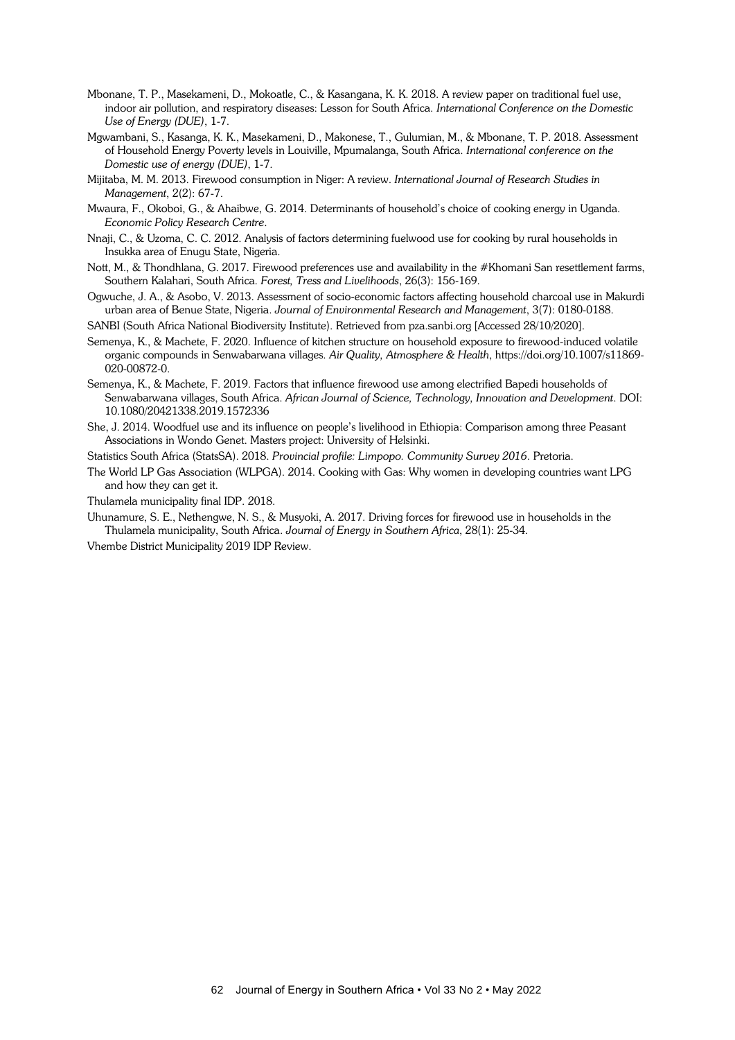Mbonane, T. P., Masekameni, D., Mokoatle, C., & Kasangana, K. K. 2018. A review paper on traditional fuel use, indoor air pollution, and respiratory diseases: Lesson for South Africa. *International Conference on the Domestic Use of Energy (DUE)*, 1-7.

Mgwambani, S., Kasanga, K. K., Masekameni, D., Makonese, T., Gulumian, M., & Mbonane, T. P. 2018. Assessment of Household Energy Poverty levels in Louiville, Mpumalanga, South Africa. *International conference on the Domestic use of energy (DUE)*, 1-7.

Mijitaba, M. M. 2013. Firewood consumption in Niger: A review. *International Journal of Research Studies in Management*, 2(2): 67-7.

Mwaura, F., Okoboi, G., & Ahaibwe, G. 2014. Determinants of household's choice of cooking energy in Uganda. *Economic Policy Research Centre*.

Nnaji, C., & Uzoma, C. C. 2012. Analysis of factors determining fuelwood use for cooking by rural households in Insukka area of Enugu State, Nigeria.

Nott, M., & Thondhlana, G. 2017. Firewood preferences use and availability in the #Khomani San resettlement farms, Southern Kalahari, South Africa. *Forest, Tress and Livelihoods*, 26(3): 156-169.

Ogwuche, J. A., & Asobo, V. 2013. Assessment of socio-economic factors affecting household charcoal use in Makurdi urban area of Benue State, Nigeria. *Journal of Environmental Research and Management*, 3(7): 0180-0188.

SANBI (South Africa National Biodiversity Institute). Retrieved from pza.sanbi.org [Accessed 28/10/2020].

Semenya, K., & Machete, F. 2020. Influence of kitchen structure on household exposure to firewood-induced volatile organic compounds in Senwabarwana villages. *Air Quality, Atmosphere & Health*, https://doi.org/10.1007/s11869-020-00872-0.

Semenya, K., & Machete, F. 2019. Factors that influence firewood use among electrified Bapedi households of Senwabarwana villages, South Africa. *African Journal of Science, Technology, Innovation and Development*. DOI: 10.1080/20421338.2019.1572336

She, J. 2014. Woodfuel use and its influence on people's livelihood in Ethiopia: Comparison among three Peasant Associations in Wondo Genet. Masters project: University of Helsinki.

Statistics South Africa (StatsSA). 2018. *Provincial profile: Limpopo. Community Survey 2016*. Pretoria.

The World LP Gas Association (WLPGA). 2014. Cooking with Gas: Why women in developing countries want LPG and how they can get it.

Thulamela municipality final IDP. 2018.

Uhunamure, S. E., Nethengwe, N. S., & Musyoki, A. 2017. Driving forces for firewood use in households in the Thulamela municipality, South Africa. *Journal of Energy in Southern Africa*, 28(1): 25-34.

Vhembe District Municipality 2019 IDP Review.